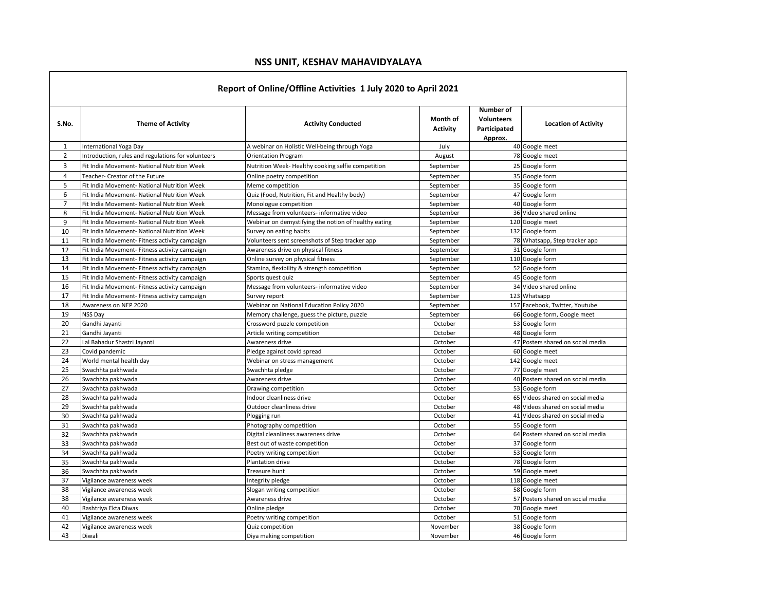# NSS UNIT, KESHAV MAHAVIDYALAYA

## Report of Online/Offline Activities 1 July 2020 to April 2021

| S.No. | Theme of Activity | Activity Conducted | Month of Activity | Number of Volunteers Participated Approx. | Location of Activity |
|---|---|---|---|---|---|
| 1 | International Yoga Day | A webinar on Holistic Well-being through Yoga | July | 40 | Google meet |
| 2 | Introduction, rules and regulations for volunteers | Orientation Program | August | 78 | Google meet |
| 3 | Fit India Movement- National Nutrition Week | Nutrition Week- Healthy cooking selfie competition | September | 25 | Google form |
| 4 | Teacher- Creator of the Future | Online poetry competition | September | 35 | Google form |
| 5 | Fit India Movement- National Nutrition Week | Meme competition | September | 35 | Google form |
| 6 | Fit India Movement- National Nutrition Week | Quiz (Food, Nutrition, Fit and Healthy body) | September | 47 | Google form |
| 7 | Fit India Movement- National Nutrition Week | Monologue competition | September | 40 | Google form |
| 8 | Fit India Movement- National Nutrition Week | Message from volunteers- informative video | September | 36 | Video shared online |
| 9 | Fit India Movement- National Nutrition Week | Webinar on demystifying the notion of healthy eating | September | 120 | Google meet |
| 10 | Fit India Movement- National Nutrition Week | Survey on eating habits | September | 132 | Google form |
| 11 | Fit India Movement- Fitness activity campaign | Volunteers sent screenshots of Step tracker app | September | 78 | Whatsapp, Step tracker app |
| 12 | Fit India Movement- Fitness activity campaign | Awareness drive on physical fitness | September | 31 | Google form |
| 13 | Fit India Movement- Fitness activity campaign | Online survey on physical fitness | September | 110 | Google form |
| 14 | Fit India Movement- Fitness activity campaign | Stamina, flexibility & strength competition | September | 52 | Google form |
| 15 | Fit India Movement- Fitness activity campaign | Sports quest quiz | September | 45 | Google form |
| 16 | Fit India Movement- Fitness activity campaign | Message from volunteers- informative video | September | 34 | Video shared online |
| 17 | Fit India Movement- Fitness activity campaign | Survey report | September | 123 | Whatsapp |
| 18 | Awareness on NEP 2020 | Webinar on National Education Policy 2020 | September | 157 | Facebook, Twitter, Youtube |
| 19 | NSS Day | Memory challenge, guess the picture, puzzle | September | 66 | Google form, Google meet |
| 20 | Gandhi Jayanti | Crossword puzzle competition | October | 53 | Google form |
| 21 | Gandhi Jayanti | Article writing competition | October | 48 | Google form |
| 22 | Lal Bahadur Shastri Jayanti | Awareness drive | October | 47 | Posters shared on social media |
| 23 | Covid pandemic | Pledge against covid spread | October | 60 | Google meet |
| 24 | World mental health day | Webinar on stress management | October | 142 | Google meet |
| 25 | Swachhta pakhwada | Swachhta pledge | October | 77 | Google meet |
| 26 | Swachhta pakhwada | Awareness drive | October | 40 | Posters shared on social media |
| 27 | Swachhta pakhwada | Drawing competition | October | 53 | Google form |
| 28 | Swachhta pakhwada | Indoor cleanliness drive | October | 65 | Videos shared on social media |
| 29 | Swachhta pakhwada | Outdoor cleanliness drive | October | 48 | Videos shared on social media |
| 30 | Swachhta pakhwada | Plogging run | October | 41 | Videos shared on social media |
| 31 | Swachhta pakhwada | Photography competition | October | 55 | Google form |
| 32 | Swachhta pakhwada | Digital cleanliness awareness drive | October | 64 | Posters shared on social media |
| 33 | Swachhta pakhwada | Best out of waste competition | October | 37 | Google form |
| 34 | Swachhta pakhwada | Poetry writing competition | October | 53 | Google form |
| 35 | Swachhta pakhwada | Plantation drive | October | 78 | Google form |
| 36 | Swachhta pakhwada | Treasure hunt | October | 59 | Google meet |
| 37 | Vigilance awareness week | Integrity pledge | October | 118 | Google meet |
| 38 | Vigilance awareness week | Slogan writing competition | October | 58 | Google form |
| 38 | Vigilance awareness week | Awareness drive | October | 57 | Posters shared on social media |
| 40 | Rashtriya Ekta Diwas | Online pledge | October | 70 | Google meet |
| 41 | Vigilance awareness week | Poetry writing competition | October | 51 | Google form |
| 42 | Vigilance awareness week | Quiz competition | November | 38 | Google form |
| 43 | Diwali | Diya making competition | November | 46 | Google form |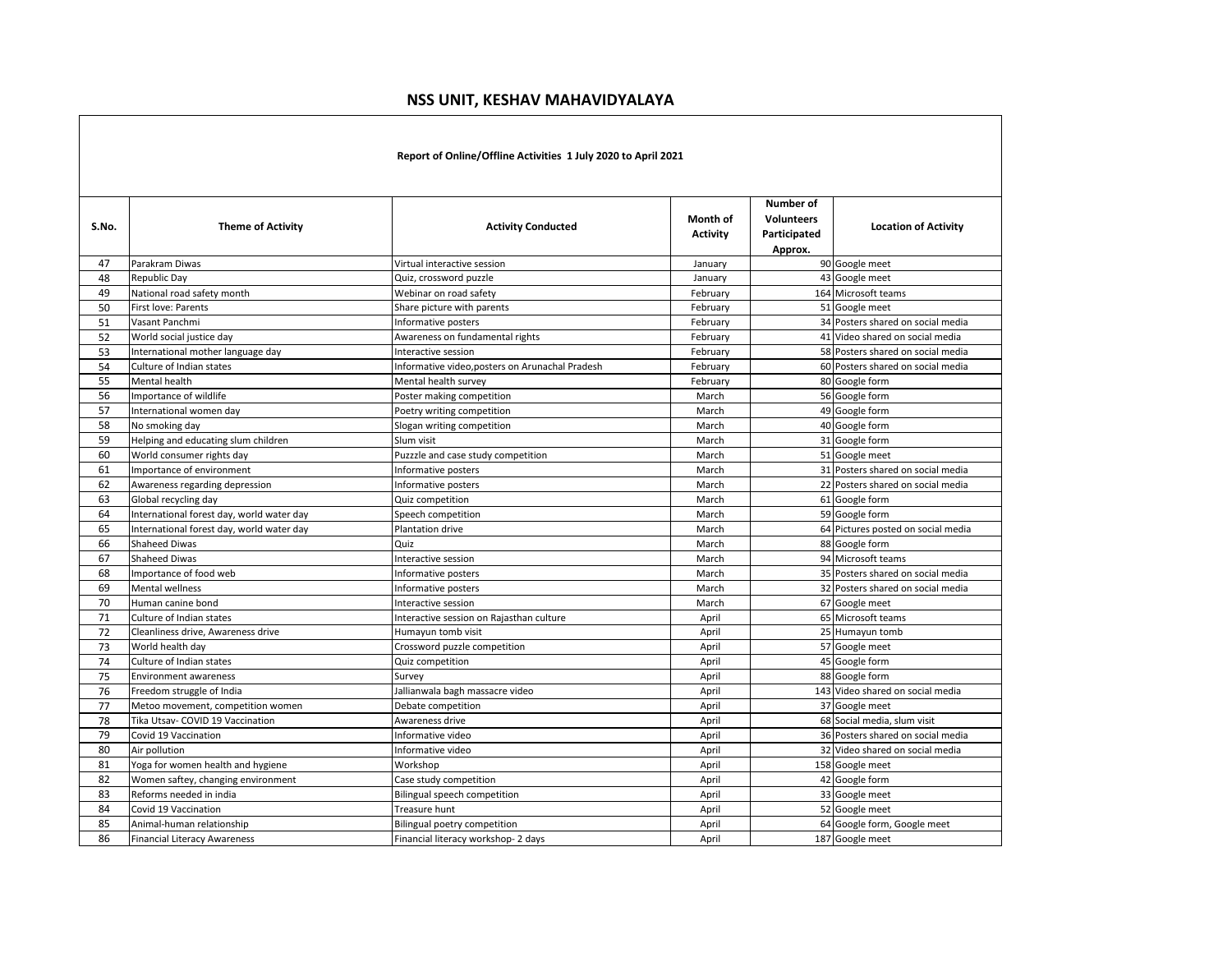# NSS UNIT, KESHAV MAHAVIDYALAYA

**Report of Online/Offline Activities 1 July 2020 to April 2021**

| S.No. | Theme of Activity | Activity Conducted | Month of Activity | Number of Volunteers Participated Approx. | Location of Activity |
|---|---|---|---|---|---|
| 47 | Parakram Diwas | Virtual interactive session | January | 90 | Google meet |
| 48 | Republic Day | Quiz, crossword puzzle | January | 43 | Google meet |
| 49 | National road safety month | Webinar on road safety | February | 164 | Microsoft teams |
| 50 | First love: Parents | Share picture with parents | February | 51 | Google meet |
| 51 | Vasant Panchmi | Informative posters | February | 34 | Posters shared on social media |
| 52 | World social justice day | Awareness on fundamental rights | February | 41 | Video shared on social media |
| 53 | International mother language day | Interactive session | February | 58 | Posters shared on social media |
| 54 | Culture of Indian states | Informative video,posters on Arunachal Pradesh | February | 60 | Posters shared on social media |
| 55 | Mental health | Mental health survey | February | 80 | Google form |
| 56 | Importance of wildlife | Poster making competition | March | 56 | Google form |
| 57 | International women day | Poetry writing competition | March | 49 | Google form |
| 58 | No smoking day | Slogan writing competition | March | 40 | Google form |
| 59 | Helping and educating slum children | Slum visit | March | 31 | Google form |
| 60 | World consumer rights day | Puzzzle and case study competition | March | 51 | Google meet |
| 61 | Importance of environment | Informative posters | March | 31 | Posters shared on social media |
| 62 | Awareness regarding depression | Informative posters | March | 22 | Posters shared on social media |
| 63 | Global recycling day | Quiz competition | March | 61 | Google form |
| 64 | International forest day, world water day | Speech competition | March | 59 | Google form |
| 65 | International forest day, world water day | Plantation drive | March | 64 | Pictures posted on social media |
| 66 | Shaheed Diwas | Quiz | March | 88 | Google form |
| 67 | Shaheed Diwas | Interactive session | March | 94 | Microsoft teams |
| 68 | Importance of food web | Informative posters | March | 35 | Posters shared on social media |
| 69 | Mental wellness | Informative posters | March | 32 | Posters shared on social media |
| 70 | Human canine bond | Interactive session | March | 67 | Google meet |
| 71 | Culture of Indian states | Interactive session on Rajasthan culture | April | 65 | Microsoft teams |
| 72 | Cleanliness drive, Awareness drive | Humayun tomb visit | April | 25 | Humayun tomb |
| 73 | World health day | Crossword puzzle competition | April | 57 | Google meet |
| 74 | Culture of Indian states | Quiz competition | April | 45 | Google form |
| 75 | Environment awareness | Survey | April | 88 | Google form |
| 76 | Freedom struggle of India | Jallianwala bagh massacre video | April | 143 | Video shared on social media |
| 77 | Metoo movement, competition women | Debate competition | April | 37 | Google meet |
| 78 | Tika Utsav- COVID 19 Vaccination | Awareness drive | April | 68 | Social media, slum visit |
| 79 | Covid 19 Vaccination | Informative video | April | 36 | Posters shared on social media |
| 80 | Air pollution | Informative video | April | 32 | Video shared on social media |
| 81 | Yoga for women health and hygiene | Workshop | April | 158 | Google meet |
| 82 | Women saftey, changing environment | Case study competition | April | 42 | Google form |
| 83 | Reforms needed in india | Bilingual speech competition | April | 33 | Google meet |
| 84 | Covid 19 Vaccination | Treasure hunt | April | 52 | Google meet |
| 85 | Animal-human relationship | Bilingual poetry competition | April | 64 | Google form, Google meet |
| 86 | Financial Literacy Awareness | Financial literacy workshop- 2 days | April | 187 | Google meet |